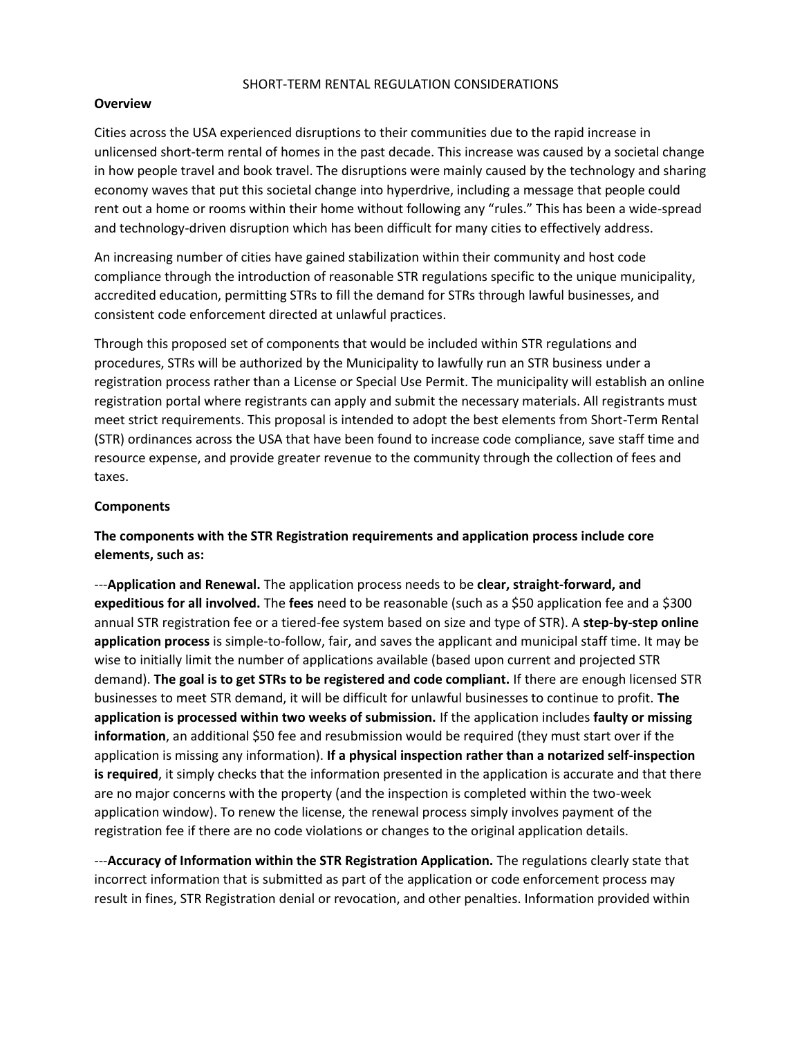# SHORT-TERM RENTAL REGULATION CONSIDERATIONS

## Overview

Cities across the USA experienced disruptions to their communities due to the rapid increase in unlicensed short-term rental of homes in the past decade. This increase was caused by a societal change in how people travel and book travel. The disruptions were mainly caused by the technology and sharing economy waves that put this societal change into hyperdrive, including a message that people could rent out a home or rooms within their home without following any "rules." This has been a wide-spread and technology-driven disruption which has been difficult for many cities to effectively address.

An increasing number of cities have gained stabilization within their community and host code compliance through the introduction of reasonable STR regulations specific to the unique municipality, accredited education, permitting STRs to fill the demand for STRs through lawful businesses, and consistent code enforcement directed at unlawful practices.

Through this proposed set of components that would be included within STR regulations and procedures, STRs will be authorized by the Municipality to lawfully run an STR business under a registration process rather than a License or Special Use Permit. The municipality will establish an online registration portal where registrants can apply and submit the necessary materials. All registrants must meet strict requirements. This proposal is intended to adopt the best elements from Short-Term Rental (STR) ordinances across the USA that have been found to increase code compliance, save staff time and resource expense, and provide greater revenue to the community through the collection of fees and taxes.

## Components

**The components with the STR Registration requirements and application process include core elements, such as:**

---**Application and Renewal.** The application process needs to be **clear, straight-forward, and expeditious for all involved.** The **fees** need to be reasonable (such as a $50 application fee and a $300 annual STR registration fee or a tiered-fee system based on size and type of STR). A **step-by-step online application process** is simple-to-follow, fair, and saves the applicant and municipal staff time. It may be wise to initially limit the number of applications available (based upon current and projected STR demand). **The goal is to get STRs to be registered and code compliant.** If there are enough licensed STR businesses to meet STR demand, it will be difficult for unlawful businesses to continue to profit. **The application is processed within two weeks of submission.** If the application includes **faulty or missing information**, an additional $50 fee and resubmission would be required (they must start over if the application is missing any information). **If a physical inspection rather than a notarized self-inspection is required**, it simply checks that the information presented in the application is accurate and that there are no major concerns with the property (and the inspection is completed within the two-week application window). To renew the license, the renewal process simply involves payment of the registration fee if there are no code violations or changes to the original application details.

---**Accuracy of Information within the STR Registration Application.** The regulations clearly state that incorrect information that is submitted as part of the application or code enforcement process may result in fines, STR Registration denial or revocation, and other penalties. Information provided within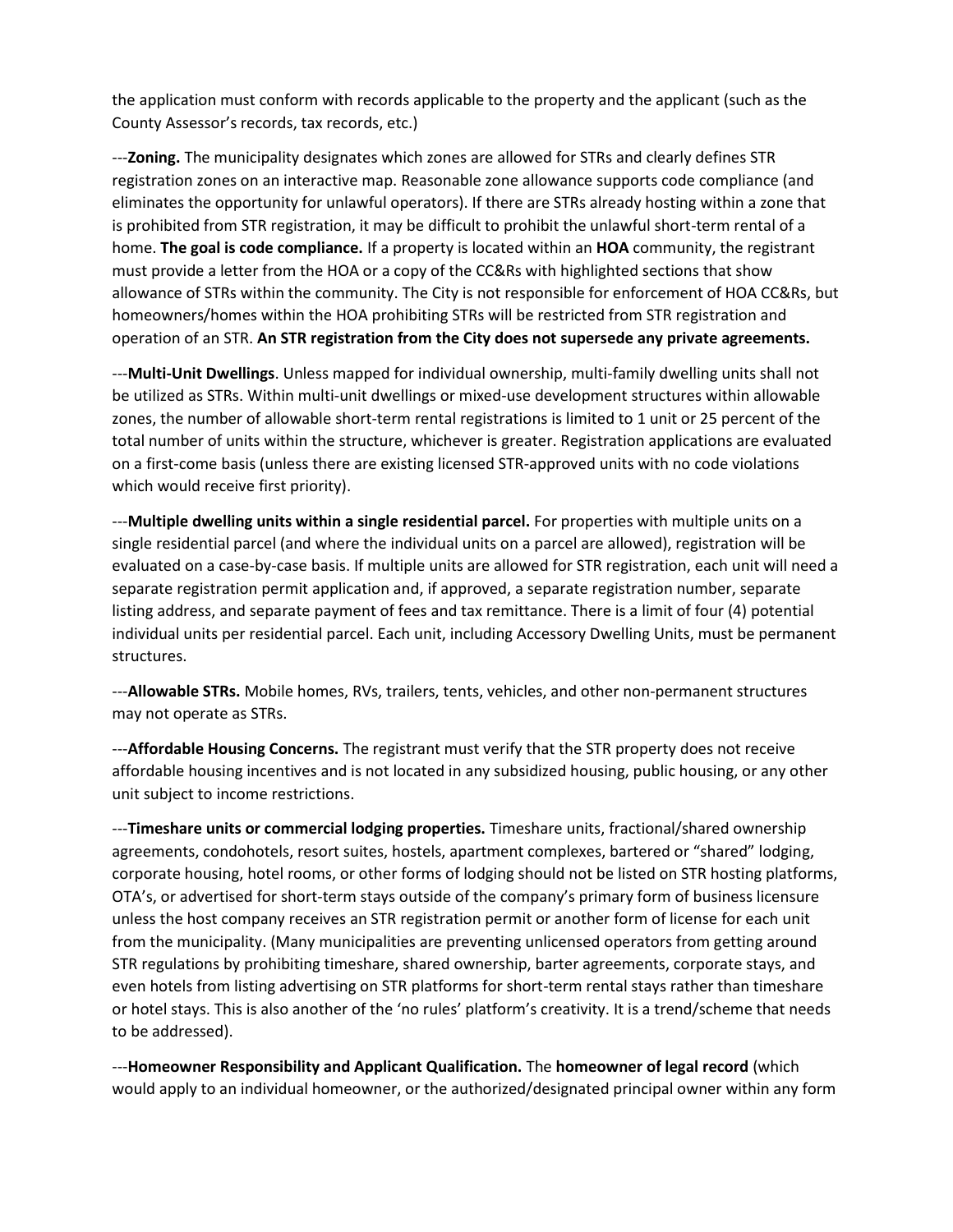the application must conform with records applicable to the property and the applicant (such as the County Assessor's records, tax records, etc.)

---**Zoning.** The municipality designates which zones are allowed for STRs and clearly defines STR registration zones on an interactive map. Reasonable zone allowance supports code compliance (and eliminates the opportunity for unlawful operators). If there are STRs already hosting within a zone that is prohibited from STR registration, it may be difficult to prohibit the unlawful short-term rental of a home. **The goal is code compliance.** If a property is located within an **HOA** community, the registrant must provide a letter from the HOA or a copy of the CC&Rs with highlighted sections that show allowance of STRs within the community. The City is not responsible for enforcement of HOA CC&Rs, but homeowners/homes within the HOA prohibiting STRs will be restricted from STR registration and operation of an STR. **An STR registration from the City does not supersede any private agreements.**

---**Multi-Unit Dwellings**. Unless mapped for individual ownership, multi-family dwelling units shall not be utilized as STRs. Within multi-unit dwellings or mixed-use development structures within allowable zones, the number of allowable short-term rental registrations is limited to 1 unit or 25 percent of the total number of units within the structure, whichever is greater. Registration applications are evaluated on a first-come basis (unless there are existing licensed STR-approved units with no code violations which would receive first priority).

---**Multiple dwelling units within a single residential parcel.** For properties with multiple units on a single residential parcel (and where the individual units on a parcel are allowed), registration will be evaluated on a case-by-case basis. If multiple units are allowed for STR registration, each unit will need a separate registration permit application and, if approved, a separate registration number, separate listing address, and separate payment of fees and tax remittance. There is a limit of four (4) potential individual units per residential parcel. Each unit, including Accessory Dwelling Units, must be permanent structures.

---**Allowable STRs.** Mobile homes, RVs, trailers, tents, vehicles, and other non-permanent structures may not operate as STRs.

---**Affordable Housing Concerns.** The registrant must verify that the STR property does not receive affordable housing incentives and is not located in any subsidized housing, public housing, or any other unit subject to income restrictions.

---**Timeshare units or commercial lodging properties.** Timeshare units, fractional/shared ownership agreements, condohotels, resort suites, hostels, apartment complexes, bartered or "shared" lodging, corporate housing, hotel rooms, or other forms of lodging should not be listed on STR hosting platforms, OTA's, or advertised for short-term stays outside of the company's primary form of business licensure unless the host company receives an STR registration permit or another form of license for each unit from the municipality. (Many municipalities are preventing unlicensed operators from getting around STR regulations by prohibiting timeshare, shared ownership, barter agreements, corporate stays, and even hotels from listing advertising on STR platforms for short-term rental stays rather than timeshare or hotel stays. This is also another of the 'no rules' platform's creativity. It is a trend/scheme that needs to be addressed).

---**Homeowner Responsibility and Applicant Qualification.** The **homeowner of legal record** (which would apply to an individual homeowner, or the authorized/designated principal owner within any form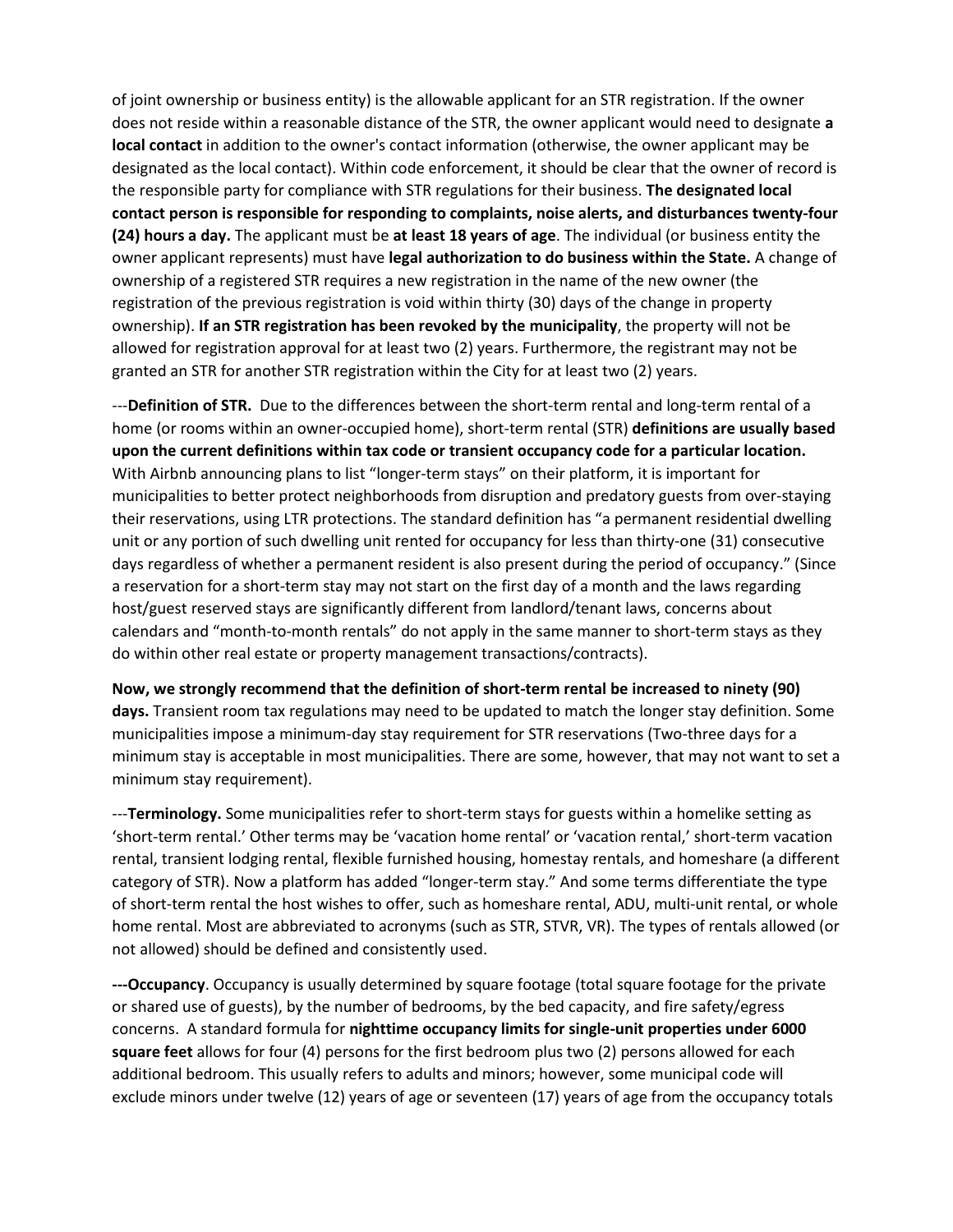of joint ownership or business entity) is the allowable applicant for an STR registration. If the owner does not reside within a reasonable distance of the STR, the owner applicant would need to designate **a local contact** in addition to the owner's contact information (otherwise, the owner applicant may be designated as the local contact). Within code enforcement, it should be clear that the owner of record is the responsible party for compliance with STR regulations for their business. **The designated local contact person is responsible for responding to complaints, noise alerts, and disturbances twenty-four (24) hours a day.** The applicant must be **at least 18 years of age**. The individual (or business entity the owner applicant represents) must have **legal authorization to do business within the State.** A change of ownership of a registered STR requires a new registration in the name of the new owner (the registration of the previous registration is void within thirty (30) days of the change in property ownership). **If an STR registration has been revoked by the municipality**, the property will not be allowed for registration approval for at least two (2) years. Furthermore, the registrant may not be granted an STR for another STR registration within the City for at least two (2) years.

---**Definition of STR.** Due to the differences between the short-term rental and long-term rental of a home (or rooms within an owner-occupied home), short-term rental (STR) **definitions are usually based upon the current definitions within tax code or transient occupancy code for a particular location.** With Airbnb announcing plans to list "longer-term stays" on their platform, it is important for municipalities to better protect neighborhoods from disruption and predatory guests from over-staying their reservations, using LTR protections. The standard definition has "a permanent residential dwelling unit or any portion of such dwelling unit rented for occupancy for less than thirty-one (31) consecutive days regardless of whether a permanent resident is also present during the period of occupancy." (Since a reservation for a short-term stay may not start on the first day of a month and the laws regarding host/guest reserved stays are significantly different from landlord/tenant laws, concerns about calendars and "month-to-month rentals" do not apply in the same manner to short-term stays as they do within other real estate or property management transactions/contracts).

**Now, we strongly recommend that the definition of short-term rental be increased to ninety (90) days.** Transient room tax regulations may need to be updated to match the longer stay definition. Some municipalities impose a minimum-day stay requirement for STR reservations (Two-three days for a minimum stay is acceptable in most municipalities. There are some, however, that may not want to set a minimum stay requirement).

---**Terminology.** Some municipalities refer to short-term stays for guests within a homelike setting as 'short-term rental.' Other terms may be 'vacation home rental' or 'vacation rental,' short-term vacation rental, transient lodging rental, flexible furnished housing, homestay rentals, and homeshare (a different category of STR). Now a platform has added "longer-term stay." And some terms differentiate the type of short-term rental the host wishes to offer, such as homeshare rental, ADU, multi-unit rental, or whole home rental. Most are abbreviated to acronyms (such as STR, STVR, VR). The types of rentals allowed (or not allowed) should be defined and consistently used.

**---Occupancy**. Occupancy is usually determined by square footage (total square footage for the private or shared use of guests), by the number of bedrooms, by the bed capacity, and fire safety/egress concerns. A standard formula for **nighttime occupancy limits for single-unit properties under 6000 square feet** allows for four (4) persons for the first bedroom plus two (2) persons allowed for each additional bedroom. This usually refers to adults and minors; however, some municipal code will exclude minors under twelve (12) years of age or seventeen (17) years of age from the occupancy totals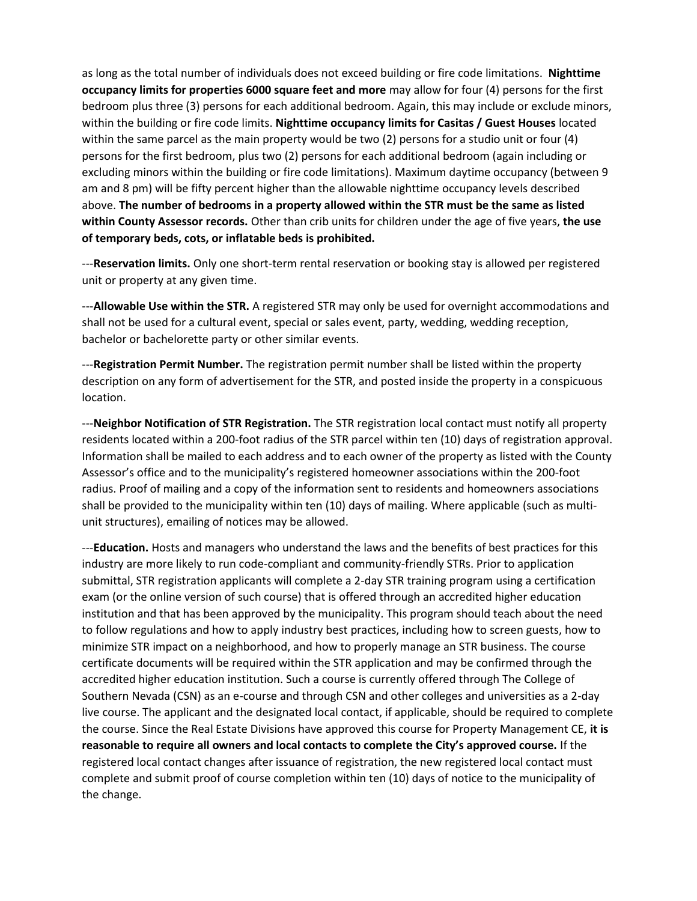as long as the total number of individuals does not exceed building or fire code limitations. **Nighttime occupancy limits for properties 6000 square feet and more** may allow for four (4) persons for the first bedroom plus three (3) persons for each additional bedroom. Again, this may include or exclude minors, within the building or fire code limits. **Nighttime occupancy limits for Casitas / Guest Houses** located within the same parcel as the main property would be two (2) persons for a studio unit or four (4) persons for the first bedroom, plus two (2) persons for each additional bedroom (again including or excluding minors within the building or fire code limitations). Maximum daytime occupancy (between 9 am and 8 pm) will be fifty percent higher than the allowable nighttime occupancy levels described above. **The number of bedrooms in a property allowed within the STR must be the same as listed within County Assessor records.** Other than crib units for children under the age of five years, **the use of temporary beds, cots, or inflatable beds is prohibited.**

---**Reservation limits.** Only one short-term rental reservation or booking stay is allowed per registered unit or property at any given time.

---**Allowable Use within the STR.** A registered STR may only be used for overnight accommodations and shall not be used for a cultural event, special or sales event, party, wedding, wedding reception, bachelor or bachelorette party or other similar events.

---**Registration Permit Number.** The registration permit number shall be listed within the property description on any form of advertisement for the STR, and posted inside the property in a conspicuous location.

---**Neighbor Notification of STR Registration.** The STR registration local contact must notify all property residents located within a 200-foot radius of the STR parcel within ten (10) days of registration approval. Information shall be mailed to each address and to each owner of the property as listed with the County Assessor's office and to the municipality's registered homeowner associations within the 200-foot radius. Proof of mailing and a copy of the information sent to residents and homeowners associations shall be provided to the municipality within ten (10) days of mailing. Where applicable (such as multi-unit structures), emailing of notices may be allowed.

---**Education.** Hosts and managers who understand the laws and the benefits of best practices for this industry are more likely to run code-compliant and community-friendly STRs. Prior to application submittal, STR registration applicants will complete a 2-day STR training program using a certification exam (or the online version of such course) that is offered through an accredited higher education institution and that has been approved by the municipality. This program should teach about the need to follow regulations and how to apply industry best practices, including how to screen guests, how to minimize STR impact on a neighborhood, and how to properly manage an STR business. The course certificate documents will be required within the STR application and may be confirmed through the accredited higher education institution. Such a course is currently offered through The College of Southern Nevada (CSN) as an e-course and through CSN and other colleges and universities as a 2-day live course. The applicant and the designated local contact, if applicable, should be required to complete the course. Since the Real Estate Divisions have approved this course for Property Management CE, **it is reasonable to require all owners and local contacts to complete the City's approved course.** If the registered local contact changes after issuance of registration, the new registered local contact must complete and submit proof of course completion within ten (10) days of notice to the municipality of the change.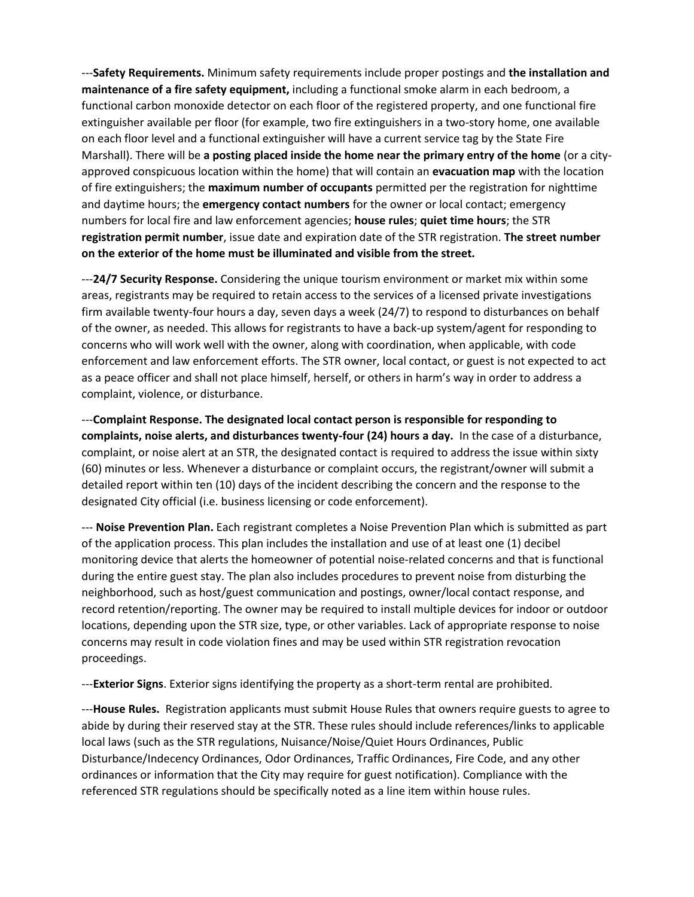---**Safety Requirements.** Minimum safety requirements include proper postings and **the installation and maintenance of a fire safety equipment,** including a functional smoke alarm in each bedroom, a functional carbon monoxide detector on each floor of the registered property, and one functional fire extinguisher available per floor (for example, two fire extinguishers in a two-story home, one available on each floor level and a functional extinguisher will have a current service tag by the State Fire Marshall). There will be **a posting placed inside the home near the primary entry of the home** (or a city-approved conspicuous location within the home) that will contain an **evacuation map** with the location of fire extinguishers; the **maximum number of occupants** permitted per the registration for nighttime and daytime hours; the **emergency contact numbers** for the owner or local contact; emergency numbers for local fire and law enforcement agencies; **house rules**; **quiet time hours**; the STR **registration permit number**, issue date and expiration date of the STR registration. **The street number on the exterior of the home must be illuminated and visible from the street.**

---**24/7 Security Response.** Considering the unique tourism environment or market mix within some areas, registrants may be required to retain access to the services of a licensed private investigations firm available twenty-four hours a day, seven days a week (24/7) to respond to disturbances on behalf of the owner, as needed. This allows for registrants to have a back-up system/agent for responding to concerns who will work well with the owner, along with coordination, when applicable, with code enforcement and law enforcement efforts. The STR owner, local contact, or guest is not expected to act as a peace officer and shall not place himself, herself, or others in harm's way in order to address a complaint, violence, or disturbance.

---**Complaint Response. The designated local contact person is responsible for responding to complaints, noise alerts, and disturbances twenty-four (24) hours a day.** In the case of a disturbance, complaint, or noise alert at an STR, the designated contact is required to address the issue within sixty (60) minutes or less. Whenever a disturbance or complaint occurs, the registrant/owner will submit a detailed report within ten (10) days of the incident describing the concern and the response to the designated City official (i.e. business licensing or code enforcement).

--- **Noise Prevention Plan.** Each registrant completes a Noise Prevention Plan which is submitted as part of the application process. This plan includes the installation and use of at least one (1) decibel monitoring device that alerts the homeowner of potential noise-related concerns and that is functional during the entire guest stay. The plan also includes procedures to prevent noise from disturbing the neighborhood, such as host/guest communication and postings, owner/local contact response, and record retention/reporting. The owner may be required to install multiple devices for indoor or outdoor locations, depending upon the STR size, type, or other variables. Lack of appropriate response to noise concerns may result in code violation fines and may be used within STR registration revocation proceedings.

---**Exterior Signs**. Exterior signs identifying the property as a short-term rental are prohibited.

---**House Rules.** Registration applicants must submit House Rules that owners require guests to agree to abide by during their reserved stay at the STR. These rules should include references/links to applicable local laws (such as the STR regulations, Nuisance/Noise/Quiet Hours Ordinances, Public Disturbance/Indecency Ordinances, Odor Ordinances, Traffic Ordinances, Fire Code, and any other ordinances or information that the City may require for guest notification). Compliance with the referenced STR regulations should be specifically noted as a line item within house rules.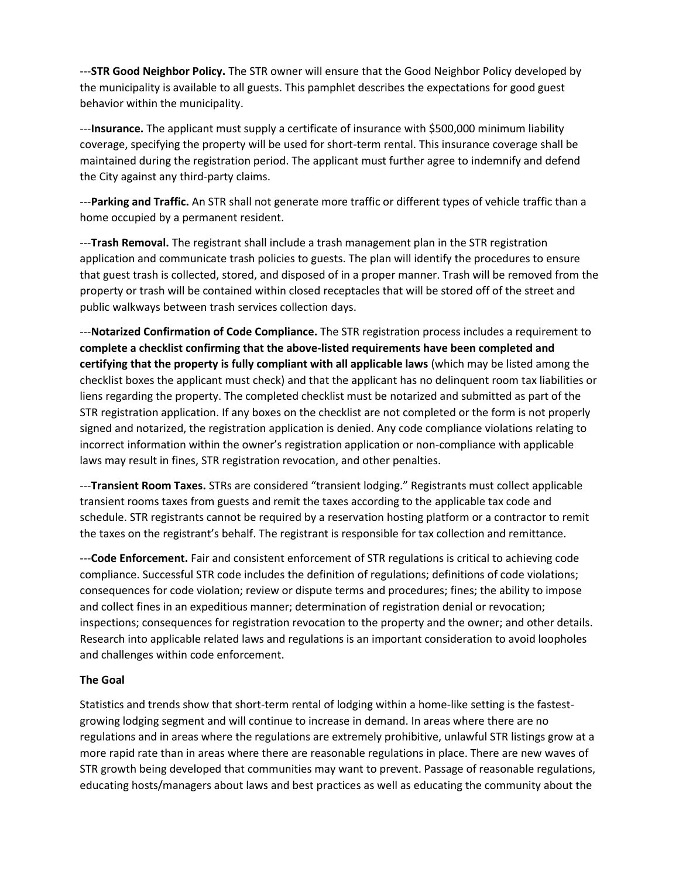---**STR Good Neighbor Policy.** The STR owner will ensure that the Good Neighbor Policy developed by the municipality is available to all guests. This pamphlet describes the expectations for good guest behavior within the municipality.

---**Insurance.** The applicant must supply a certificate of insurance with $500,000 minimum liability coverage, specifying the property will be used for short-term rental. This insurance coverage shall be maintained during the registration period. The applicant must further agree to indemnify and defend the City against any third-party claims.

---**Parking and Traffic.** An STR shall not generate more traffic or different types of vehicle traffic than a home occupied by a permanent resident.

---**Trash Removal.** The registrant shall include a trash management plan in the STR registration application and communicate trash policies to guests. The plan will identify the procedures to ensure that guest trash is collected, stored, and disposed of in a proper manner. Trash will be removed from the property or trash will be contained within closed receptacles that will be stored off of the street and public walkways between trash services collection days.

---**Notarized Confirmation of Code Compliance.** The STR registration process includes a requirement to **complete a checklist confirming that the above-listed requirements have been completed and certifying that the property is fully compliant with all applicable laws** (which may be listed among the checklist boxes the applicant must check) and that the applicant has no delinquent room tax liabilities or liens regarding the property. The completed checklist must be notarized and submitted as part of the STR registration application. If any boxes on the checklist are not completed or the form is not properly signed and notarized, the registration application is denied. Any code compliance violations relating to incorrect information within the owner's registration application or non-compliance with applicable laws may result in fines, STR registration revocation, and other penalties.

---**Transient Room Taxes.** STRs are considered "transient lodging." Registrants must collect applicable transient rooms taxes from guests and remit the taxes according to the applicable tax code and schedule. STR registrants cannot be required by a reservation hosting platform or a contractor to remit the taxes on the registrant's behalf. The registrant is responsible for tax collection and remittance.

---**Code Enforcement.** Fair and consistent enforcement of STR regulations is critical to achieving code compliance. Successful STR code includes the definition of regulations; definitions of code violations; consequences for code violation; review or dispute terms and procedures; fines; the ability to impose and collect fines in an expeditious manner; determination of registration denial or revocation; inspections; consequences for registration revocation to the property and the owner; and other details. Research into applicable related laws and regulations is an important consideration to avoid loopholes and challenges within code enforcement.

**The Goal**

Statistics and trends show that short-term rental of lodging within a home-like setting is the fastest-growing lodging segment and will continue to increase in demand. In areas where there are no regulations and in areas where the regulations are extremely prohibitive, unlawful STR listings grow at a more rapid rate than in areas where there are reasonable regulations in place. There are new waves of STR growth being developed that communities may want to prevent. Passage of reasonable regulations, educating hosts/managers about laws and best practices as well as educating the community about the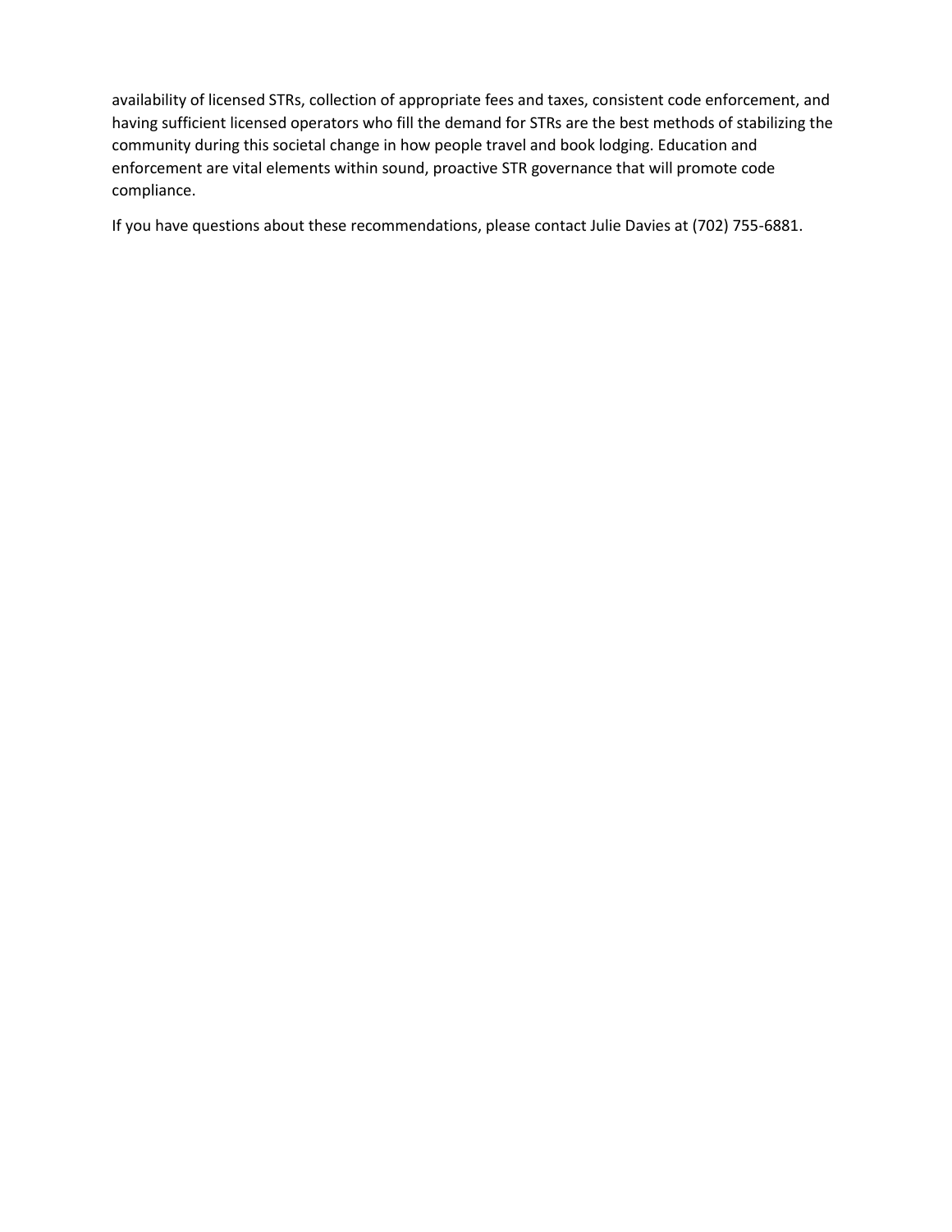availability of licensed STRs, collection of appropriate fees and taxes, consistent code enforcement, and having sufficient licensed operators who fill the demand for STRs are the best methods of stabilizing the community during this societal change in how people travel and book lodging. Education and enforcement are vital elements within sound, proactive STR governance that will promote code compliance.

If you have questions about these recommendations, please contact Julie Davies at (702) 755-6881.